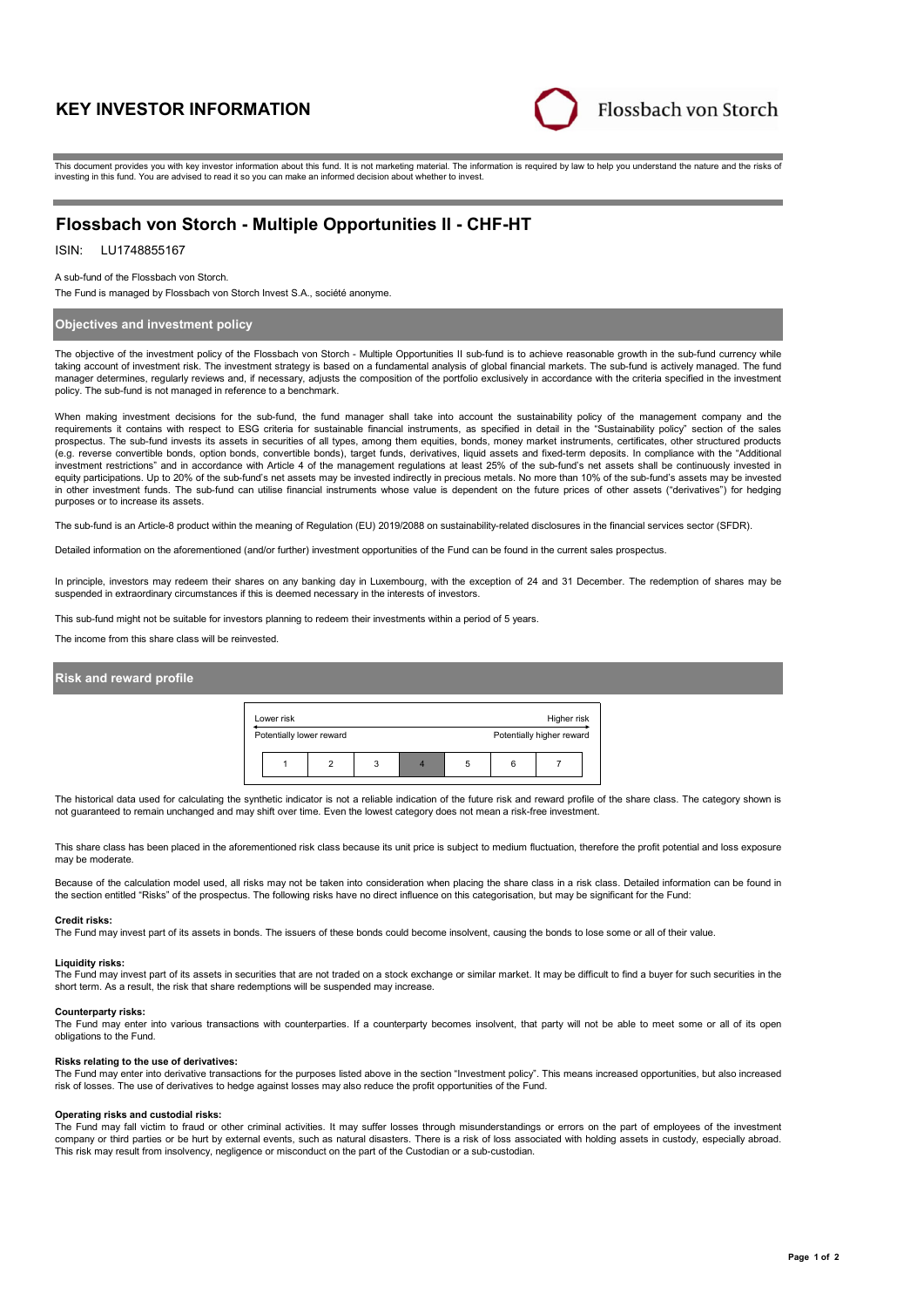# KEY INVESTOR INFORMATION

Flossbach von Storch

This document provides you with key investor information about this fund. It is not marketing material. The information is required by law to help you understand the nature and the risks of investing in this fund. You are advised to read it so you can make an informed decision about whether to invest.

## Flossbach von Storch - Multiple Opportunities II - CHF-HT

ISIN: LU1748855167

A sub-fund of the Flossbach von Storch.

The Fund is managed by Flossbach von Storch Invest S.A., société anonyme.

### Objectives and investment policy

The objective of the investment policy of the Flossbach von Storch - Multiple Opportunities II sub-fund is to achieve reasonable growth in the sub-fund currency while taking account of investment risk. The investment strategy is based on a fundamental analysis of global financial markets. The sub-fund is actively managed. The fund manager determines, regularly reviews and, if necessary, adjusts the composition of the portfolio exclusively in accordance with the criteria specified in the investment policy. The sub-fund is not managed in reference to a benchmark.

When making investment decisions for the sub-fund, the fund manager shall take into account the sustainability policy of the management company and the requirements it contains with respect to ESG criteria for sustainable financial instruments, as specified in detail in the "Sustainability policy" section of the sales prospectus. The sub-fund invests its assets in securities of all types, among them equities, bonds, money market instruments, certificates, other structured products (e.g. reverse convertible bonds, option bonds, convertible bonds), target funds, derivatives, liquid assets and fixed-term deposits. In compliance with the "Additional investment restrictions" and in accordance with Article 4 of the management regulations at least 25% of the sub-fund's net assets shall be continuously invested in equity participations. Up to 20% of the sub-fund's net assets may be invested indirectly in precious metals. No more than 10% of the sub-fund's assets may be invested in other investment funds. The sub-fund can utilise financial instruments whose value is dependent on the future prices of other assets ("derivatives") for hedging purposes or to increase its assets.

The sub-fund is an Article-8 product within the meaning of Regulation (EU) 2019/2088 on sustainability-related disclosures in the financial services sector (SFDR).

Detailed information on the aforementioned (and/or further) investment opportunities of the Fund can be found in the current sales prospectus.

In principle, investors may redeem their shares on any banking day in Luxembourg, with the exception of 24 and 31 December. The redemption of shares may be suspended in extraordinary circumstances if this is deemed necessary in the interests of investors.

This sub-fund might not be suitable for investors planning to redeem their investments within a period of 5 years.

The income from this share class will be reinvested.

### Risk and reward profile

| Lower risk | | | | | | Higher risk |
|---|---|---|---|---|---|---|
| Potentially lower reward | | | | | | Potentially higher reward |
| 1 | 2 | 3 | **4** | 5 | 6 | 7 |

The historical data used for calculating the synthetic indicator is not a reliable indication of the future risk and reward profile of the share class. The category shown is not guaranteed to remain unchanged and may shift over time. Even the lowest category does not mean a risk-free investment.

This share class has been placed in the aforementioned risk class because its unit price is subject to medium fluctuation, therefore the profit potential and loss exposure may be moderate.

Because of the calculation model used, all risks may not be taken into consideration when placing the share class in a risk class. Detailed information can be found in the section entitled "Risks" of the prospectus. The following risks have no direct influence on this categorisation, but may be significant for the Fund:

**Credit risks:**
The Fund may invest part of its assets in bonds. The issuers of these bonds could become insolvent, causing the bonds to lose some or all of their value.

**Liquidity risks:**
The Fund may invest part of its assets in securities that are not traded on a stock exchange or similar market. It may be difficult to find a buyer for such securities in the short term. As a result, the risk that share redemptions will be suspended may increase.

**Counterparty risks:**
The Fund may enter into various transactions with counterparties. If a counterparty becomes insolvent, that party will not be able to meet some or all of its open obligations to the Fund.

**Risks relating to the use of derivatives:**
The Fund may enter into derivative transactions for the purposes listed above in the section "Investment policy". This means increased opportunities, but also increased risk of losses. The use of derivatives to hedge against losses may also reduce the profit opportunities of the Fund.

**Operating risks and custodial risks:**
The Fund may fall victim to fraud or other criminal activities. It may suffer losses through misunderstandings or errors on the part of employees of the investment company or third parties or be hurt by external events, such as natural disasters. There is a risk of loss associated with holding assets in custody, especially abroad. This risk may result from insolvency, negligence or misconduct on the part of the Custodian or a sub-custodian.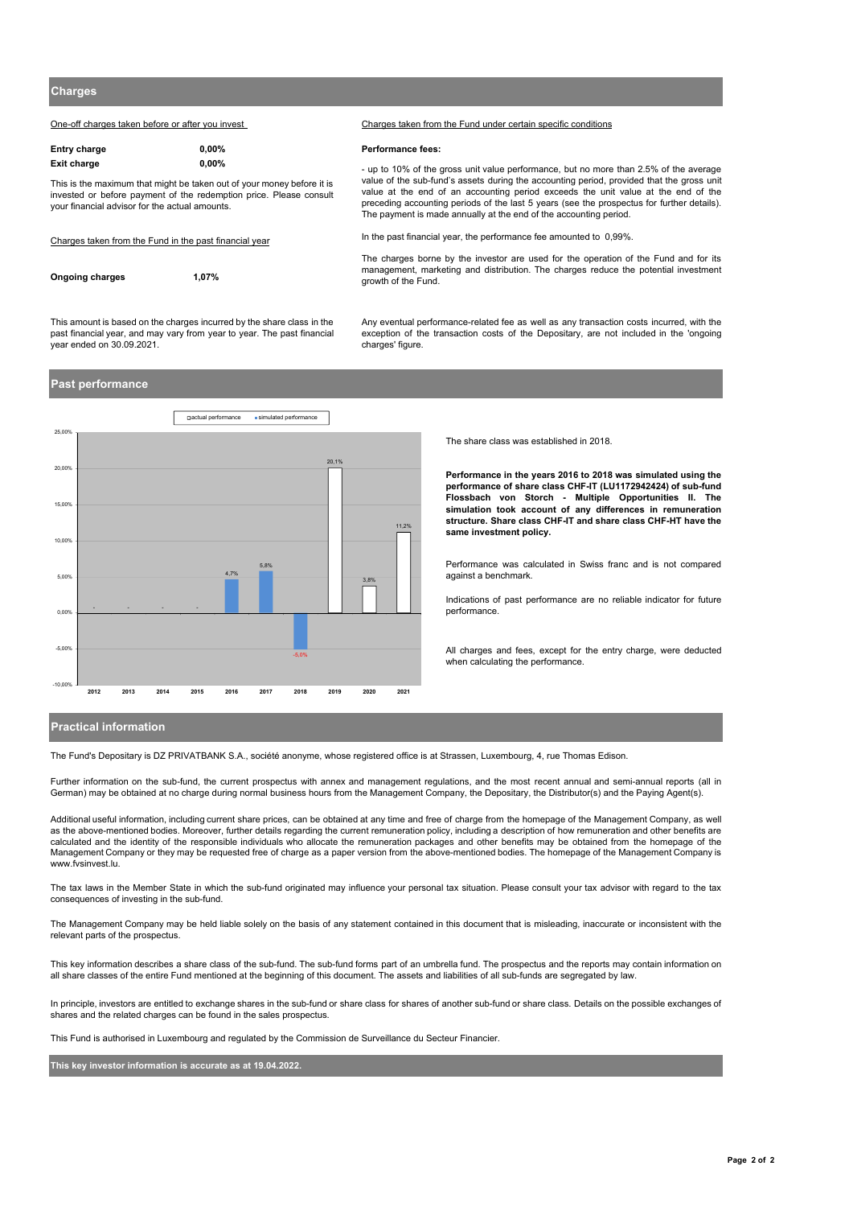## Charges

One-off charges taken before or after you invest

| | |
|---|---|
| **Entry charge** | **0,00%** |
| **Exit charge** | **0,00%** |

This is the maximum that might be taken out of your money before it is invested or before payment of the redemption price. Please consult your financial advisor for the actual amounts.

Charges taken from the Fund in the past financial year

| | |
|---|---|
| **Ongoing charges** | **1,07%** |

This amount is based on the charges incurred by the share class in the past financial year, and may vary from year to year. The past financial year ended on 30.09.2021.

Charges taken from the Fund under certain specific conditions

**Performance fees:**

- up to 10% of the gross unit value performance, but no more than 2.5% of the average value of the sub-fund's assets during the accounting period, provided that the gross unit value at the end of an accounting period exceeds the unit value at the end of the preceding accounting periods of the last 5 years (see the prospectus for further details). The payment is made annually at the end of the accounting period.

In the past financial year, the performance fee amounted to 0,99%.

The charges borne by the investor are used for the operation of the Fund and for its management, marketing and distribution. The charges reduce the potential investment growth of the Fund.

Any eventual performance-related fee as well as any transaction costs incurred, with the exception of the transaction costs of the Depositary, are not included in the 'ongoing charges' figure.

## Past performance

actual performance
simulated performance

25,00%
20,00%
15,00%
10,00%
5,00%
0,00%
-5,00%
-10,00%

2012 2013 2014 2015 2016 2017 2018 2019 2020 2021

- - - - 4,7% 5,8% -5,0% 20,1% 3,8% 11,2%

The share class was established in 2018.

**Performance in the years 2016 to 2018 was simulated using the performance of share class CHF-IT (LU1172942424) of sub-fund Flossbach von Storch - Multiple Opportunities II. The simulation took account of any differences in remuneration structure. Share class CHF-IT and share class CHF-HT have the same investment policy.**

Performance was calculated in Swiss franc and is not compared against a benchmark.

Indications of past performance are no reliable indicator for future performance.

All charges and fees, except for the entry charge, were deducted when calculating the performance.

## Practical information

The Fund's Depositary is DZ PRIVATBANK S.A., société anonyme, whose registered office is at Strassen, Luxembourg, 4, rue Thomas Edison.

Further information on the sub-fund, the current prospectus with annex and management regulations, and the most recent annual and semi-annual reports (all in German) may be obtained at no charge during normal business hours from the Management Company, the Depositary, the Distributor(s) and the Paying Agent(s).

Additional useful information, including current share prices, can be obtained at any time and free of charge from the homepage of the Management Company, as well as the above-mentioned bodies. Moreover, further details regarding the current remuneration policy, including a description of how remuneration and other benefits are calculated and the identity of the responsible individuals who allocate the remuneration packages and other benefits may be obtained from the homepage of the Management Company or they may be requested free of charge as a paper version from the above-mentioned bodies. The homepage of the Management Company is www.fvsinvest.lu.

The tax laws in the Member State in which the sub-fund originated may influence your personal tax situation. Please consult your tax advisor with regard to the tax consequences of investing in the sub-fund.

The Management Company may be held liable solely on the basis of any statement contained in this document that is misleading, inaccurate or inconsistent with the relevant parts of the prospectus.

This key information describes a share class of the sub-fund. The sub-fund forms part of an umbrella fund. The prospectus and the reports may contain information on all share classes of the entire Fund mentioned at the beginning of this document. The assets and liabilities of all sub-funds are segregated by law.

In principle, investors are entitled to exchange shares in the sub-fund or share class for shares of another sub-fund or share class. Details on the possible exchanges of shares and the related charges can be found in the sales prospectus.

This Fund is authorised in Luxembourg and regulated by the Commission de Surveillance du Secteur Financier.

**This key investor information is accurate as at 19.04.2022.**